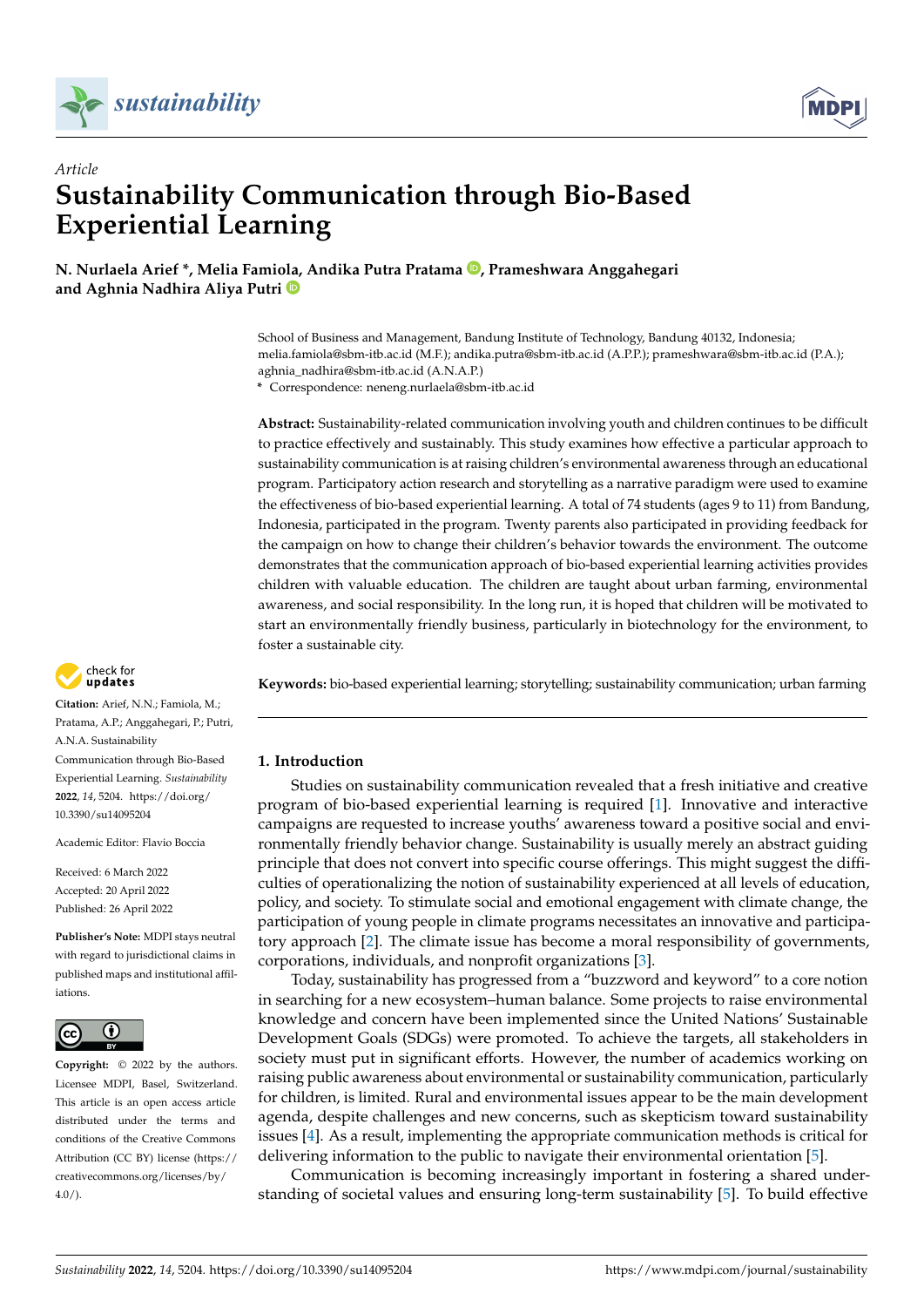*Article*

# Sustainability Communication through Bio-Based Experiential Learning

**N. Nurlaela Arief \*, Melia Famiola, Andika Putra Pratama, Prameshwara Anggahegari and Aghnia Nadhira Aliya Putri**

School of Business and Management, Bandung Institute of Technology, Bandung 40132, Indonesia; melia.famiola@sbm-itb.ac.id (M.F.); andika.putra@sbm-itb.ac.id (A.P.P.); prameshwara@sbm-itb.ac.id (P.A.); aghnia_nadhira@sbm-itb.ac.id (A.N.A.P.)

\* Correspondence: neneng.nurlaela@sbm-itb.ac.id

**Abstract:** Sustainability-related communication involving youth and children continues to be difficult to practice effectively and sustainably. This study examines how effective a particular approach to sustainability communication is at raising children's environmental awareness through an educational program. Participatory action research and storytelling as a narrative paradigm were used to examine the effectiveness of bio-based experiential learning. A total of 74 students (ages 9 to 11) from Bandung, Indonesia, participated in the program. Twenty parents also participated in providing feedback for the campaign on how to change their children's behavior towards the environment. The outcome demonstrates that the communication approach of bio-based experiential learning activities provides children with valuable education. The children are taught about urban farming, environmental awareness, and social responsibility. In the long run, it is hoped that children will be motivated to start an environmentally friendly business, particularly in biotechnology for the environment, to foster a sustainable city.

**Keywords:** bio-based experiential learning; storytelling; sustainability communication; urban farming

**Citation:** Arief, N.N.; Famiola, M.; Pratama, A.P.; Anggahegari, P.; Putri, A.N.A. Sustainability Communication through Bio-Based Experiential Learning. *Sustainability* **2022**, *14*, 5204. https://doi.org/10.3390/su14095204

Academic Editor: Flavio Boccia

Received: 6 March 2022
Accepted: 20 April 2022
Published: 26 April 2022

**Publisher's Note:** MDPI stays neutral with regard to jurisdictional claims in published maps and institutional affiliations.

**Copyright:** © 2022 by the authors. Licensee MDPI, Basel, Switzerland. This article is an open access article distributed under the terms and conditions of the Creative Commons Attribution (CC BY) license (https://creativecommons.org/licenses/by/4.0/).

## 1. Introduction

Studies on sustainability communication revealed that a fresh initiative and creative program of bio-based experiential learning is required [1]. Innovative and interactive campaigns are requested to increase youths' awareness toward a positive social and environmentally friendly behavior change. Sustainability is usually merely an abstract guiding principle that does not convert into specific course offerings. This might suggest the difficulties of operationalizing the notion of sustainability experienced at all levels of education, policy, and society. To stimulate social and emotional engagement with climate change, the participation of young people in climate programs necessitates an innovative and participatory approach [2]. The climate issue has become a moral responsibility of governments, corporations, individuals, and nonprofit organizations [3].

Today, sustainability has progressed from a "buzzword and keyword" to a core notion in searching for a new ecosystem–human balance. Some projects to raise environmental knowledge and concern have been implemented since the United Nations' Sustainable Development Goals (SDGs) were promoted. To achieve the targets, all stakeholders in society must put in significant efforts. However, the number of academics working on raising public awareness about environmental or sustainability communication, particularly for children, is limited. Rural and environmental issues appear to be the main development agenda, despite challenges and new concerns, such as skepticism toward sustainability issues [4]. As a result, implementing the appropriate communication methods is critical for delivering information to the public to navigate their environmental orientation [5].

Communication is becoming increasingly important in fostering a shared understanding of societal values and ensuring long-term sustainability [5]. To build effective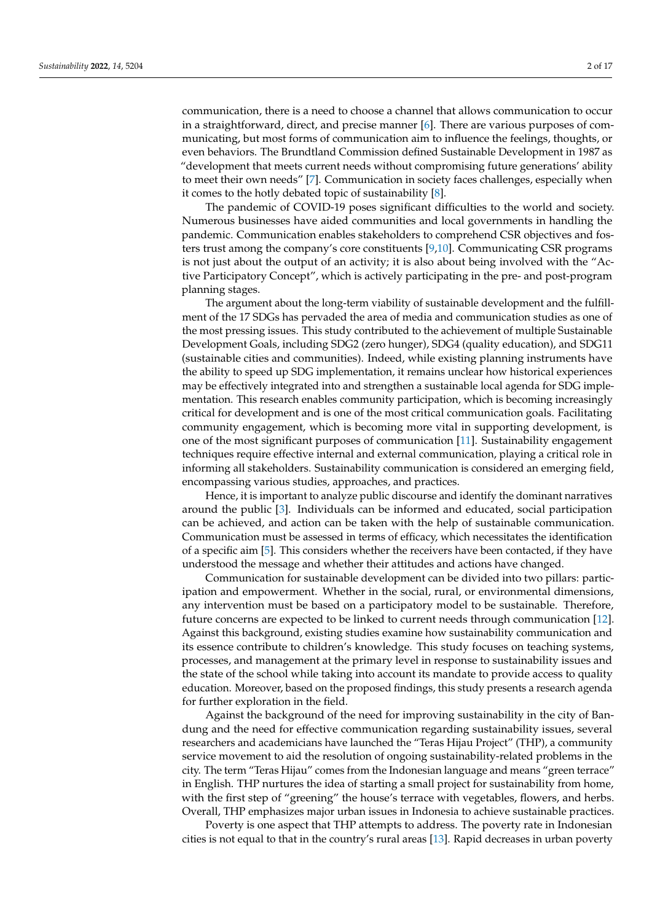communication, there is a need to choose a channel that allows communication to occur in a straightforward, direct, and precise manner [6]. There are various purposes of communicating, but most forms of communication aim to influence the feelings, thoughts, or even behaviors. The Brundtland Commission defined Sustainable Development in 1987 as "development that meets current needs without compromising future generations' ability to meet their own needs" [7]. Communication in society faces challenges, especially when it comes to the hotly debated topic of sustainability [8].

The pandemic of COVID-19 poses significant difficulties to the world and society. Numerous businesses have aided communities and local governments in handling the pandemic. Communication enables stakeholders to comprehend CSR objectives and fosters trust among the company's core constituents [9,10]. Communicating CSR programs is not just about the output of an activity; it is also about being involved with the "Active Participatory Concept", which is actively participating in the pre- and post-program planning stages.

The argument about the long-term viability of sustainable development and the fulfillment of the 17 SDGs has pervaded the area of media and communication studies as one of the most pressing issues. This study contributed to the achievement of multiple Sustainable Development Goals, including SDG2 (zero hunger), SDG4 (quality education), and SDG11 (sustainable cities and communities). Indeed, while existing planning instruments have the ability to speed up SDG implementation, it remains unclear how historical experiences may be effectively integrated into and strengthen a sustainable local agenda for SDG implementation. This research enables community participation, which is becoming increasingly critical for development and is one of the most critical communication goals. Facilitating community engagement, which is becoming more vital in supporting development, is one of the most significant purposes of communication [11]. Sustainability engagement techniques require effective internal and external communication, playing a critical role in informing all stakeholders. Sustainability communication is considered an emerging field, encompassing various studies, approaches, and practices.

Hence, it is important to analyze public discourse and identify the dominant narratives around the public [3]. Individuals can be informed and educated, social participation can be achieved, and action can be taken with the help of sustainable communication. Communication must be assessed in terms of efficacy, which necessitates the identification of a specific aim [5]. This considers whether the receivers have been contacted, if they have understood the message and whether their attitudes and actions have changed.

Communication for sustainable development can be divided into two pillars: participation and empowerment. Whether in the social, rural, or environmental dimensions, any intervention must be based on a participatory model to be sustainable. Therefore, future concerns are expected to be linked to current needs through communication [12]. Against this background, existing studies examine how sustainability communication and its essence contribute to children's knowledge. This study focuses on teaching systems, processes, and management at the primary level in response to sustainability issues and the state of the school while taking into account its mandate to provide access to quality education. Moreover, based on the proposed findings, this study presents a research agenda for further exploration in the field.

Against the background of the need for improving sustainability in the city of Bandung and the need for effective communication regarding sustainability issues, several researchers and academicians have launched the "Teras Hijau Project" (THP), a community service movement to aid the resolution of ongoing sustainability-related problems in the city. The term "Teras Hijau" comes from the Indonesian language and means "green terrace" in English. THP nurtures the idea of starting a small project for sustainability from home, with the first step of "greening" the house's terrace with vegetables, flowers, and herbs. Overall, THP emphasizes major urban issues in Indonesia to achieve sustainable practices.

Poverty is one aspect that THP attempts to address. The poverty rate in Indonesian cities is not equal to that in the country's rural areas [13]. Rapid decreases in urban poverty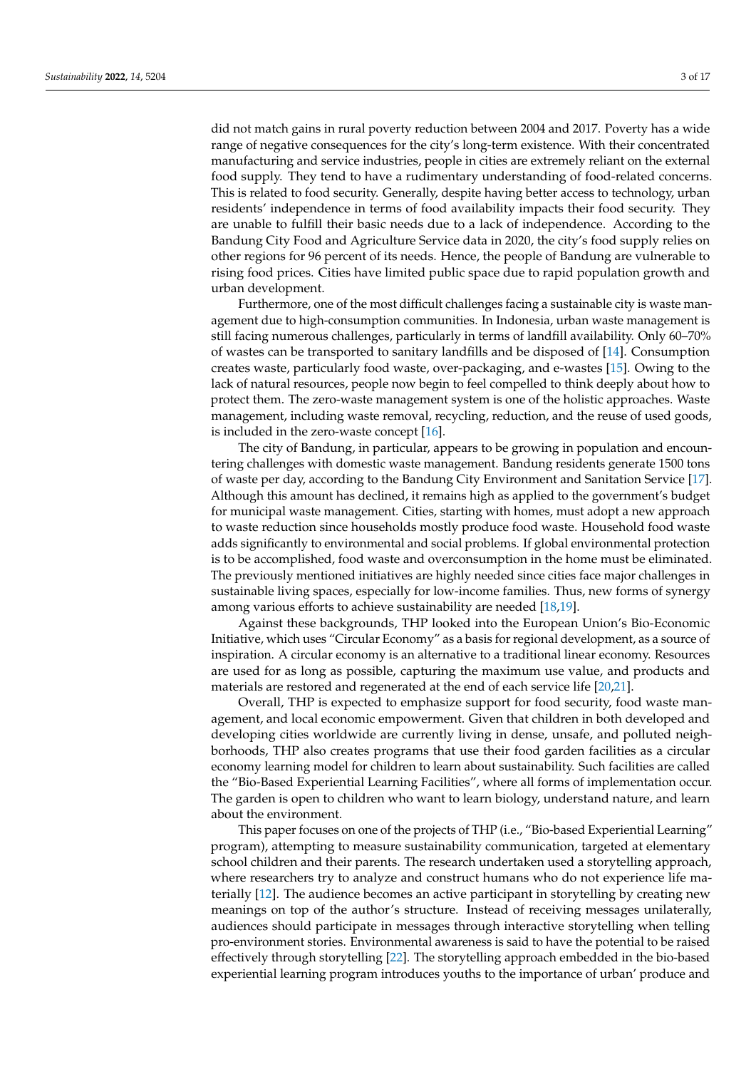did not match gains in rural poverty reduction between 2004 and 2017. Poverty has a wide range of negative consequences for the city's long-term existence. With their concentrated manufacturing and service industries, people in cities are extremely reliant on the external food supply. They tend to have a rudimentary understanding of food-related concerns. This is related to food security. Generally, despite having better access to technology, urban residents' independence in terms of food availability impacts their food security. They are unable to fulfill their basic needs due to a lack of independence. According to the Bandung City Food and Agriculture Service data in 2020, the city's food supply relies on other regions for 96 percent of its needs. Hence, the people of Bandung are vulnerable to rising food prices. Cities have limited public space due to rapid population growth and urban development.

Furthermore, one of the most difficult challenges facing a sustainable city is waste management due to high-consumption communities. In Indonesia, urban waste management is still facing numerous challenges, particularly in terms of landfill availability. Only 60–70% of wastes can be transported to sanitary landfills and be disposed of [14]. Consumption creates waste, particularly food waste, over-packaging, and e-wastes [15]. Owing to the lack of natural resources, people now begin to feel compelled to think deeply about how to protect them. The zero-waste management system is one of the holistic approaches. Waste management, including waste removal, recycling, reduction, and the reuse of used goods, is included in the zero-waste concept [16].

The city of Bandung, in particular, appears to be growing in population and encountering challenges with domestic waste management. Bandung residents generate 1500 tons of waste per day, according to the Bandung City Environment and Sanitation Service [17]. Although this amount has declined, it remains high as applied to the government's budget for municipal waste management. Cities, starting with homes, must adopt a new approach to waste reduction since households mostly produce food waste. Household food waste adds significantly to environmental and social problems. If global environmental protection is to be accomplished, food waste and overconsumption in the home must be eliminated. The previously mentioned initiatives are highly needed since cities face major challenges in sustainable living spaces, especially for low-income families. Thus, new forms of synergy among various efforts to achieve sustainability are needed [18,19].

Against these backgrounds, THP looked into the European Union's Bio-Economic Initiative, which uses "Circular Economy" as a basis for regional development, as a source of inspiration. A circular economy is an alternative to a traditional linear economy. Resources are used for as long as possible, capturing the maximum use value, and products and materials are restored and regenerated at the end of each service life [20,21].

Overall, THP is expected to emphasize support for food security, food waste management, and local economic empowerment. Given that children in both developed and developing cities worldwide are currently living in dense, unsafe, and polluted neighborhoods, THP also creates programs that use their food garden facilities as a circular economy learning model for children to learn about sustainability. Such facilities are called the "Bio-Based Experiential Learning Facilities", where all forms of implementation occur. The garden is open to children who want to learn biology, understand nature, and learn about the environment.

This paper focuses on one of the projects of THP (i.e., "Bio-based Experiential Learning" program), attempting to measure sustainability communication, targeted at elementary school children and their parents. The research undertaken used a storytelling approach, where researchers try to analyze and construct humans who do not experience life materially [12]. The audience becomes an active participant in storytelling by creating new meanings on top of the author's structure. Instead of receiving messages unilaterally, audiences should participate in messages through interactive storytelling when telling pro-environment stories. Environmental awareness is said to have the potential to be raised effectively through storytelling [22]. The storytelling approach embedded in the bio-based experiential learning program introduces youths to the importance of urban' produce and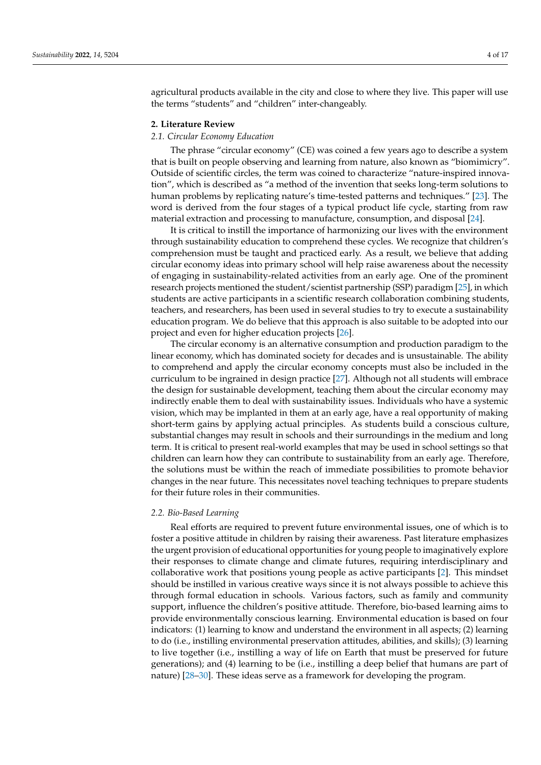agricultural products available in the city and close to where they live. This paper will use the terms "students" and "children" inter-changeably.

## 2. Literature Review

### 2.1. Circular Economy Education

The phrase "circular economy" (CE) was coined a few years ago to describe a system that is built on people observing and learning from nature, also known as "biomimicry". Outside of scientific circles, the term was coined to characterize "nature-inspired innovation", which is described as "a method of the invention that seeks long-term solutions to human problems by replicating nature's time-tested patterns and techniques." [23]. The word is derived from the four stages of a typical product life cycle, starting from raw material extraction and processing to manufacture, consumption, and disposal [24].

It is critical to instill the importance of harmonizing our lives with the environment through sustainability education to comprehend these cycles. We recognize that children's comprehension must be taught and practiced early. As a result, we believe that adding circular economy ideas into primary school will help raise awareness about the necessity of engaging in sustainability-related activities from an early age. One of the prominent research projects mentioned the student/scientist partnership (SSP) paradigm [25], in which students are active participants in a scientific research collaboration combining students, teachers, and researchers, has been used in several studies to try to execute a sustainability education program. We do believe that this approach is also suitable to be adopted into our project and even for higher education projects [26].

The circular economy is an alternative consumption and production paradigm to the linear economy, which has dominated society for decades and is unsustainable. The ability to comprehend and apply the circular economy concepts must also be included in the curriculum to be ingrained in design practice [27]. Although not all students will embrace the design for sustainable development, teaching them about the circular economy may indirectly enable them to deal with sustainability issues. Individuals who have a systemic vision, which may be implanted in them at an early age, have a real opportunity of making short-term gains by applying actual principles. As students build a conscious culture, substantial changes may result in schools and their surroundings in the medium and long term. It is critical to present real-world examples that may be used in school settings so that children can learn how they can contribute to sustainability from an early age. Therefore, the solutions must be within the reach of immediate possibilities to promote behavior changes in the near future. This necessitates novel teaching techniques to prepare students for their future roles in their communities.

### 2.2. Bio-Based Learning

Real efforts are required to prevent future environmental issues, one of which is to foster a positive attitude in children by raising their awareness. Past literature emphasizes the urgent provision of educational opportunities for young people to imaginatively explore their responses to climate change and climate futures, requiring interdisciplinary and collaborative work that positions young people as active participants [2]. This mindset should be instilled in various creative ways since it is not always possible to achieve this through formal education in schools. Various factors, such as family and community support, influence the children's positive attitude. Therefore, bio-based learning aims to provide environmentally conscious learning. Environmental education is based on four indicators: (1) learning to know and understand the environment in all aspects; (2) learning to do (i.e., instilling environmental preservation attitudes, abilities, and skills); (3) learning to live together (i.e., instilling a way of life on Earth that must be preserved for future generations); and (4) learning to be (i.e., instilling a deep belief that humans are part of nature) [28–30]. These ideas serve as a framework for developing the program.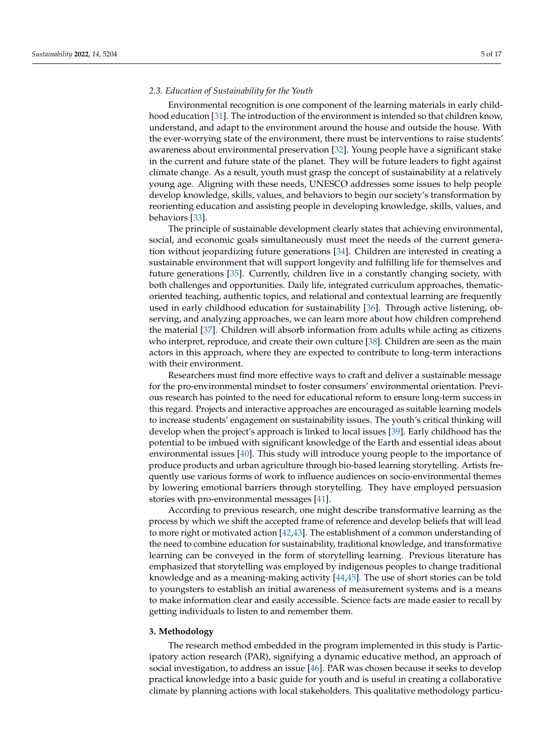### 2.3. Education of Sustainability for the Youth

Environmental recognition is one component of the learning materials in early childhood education [31]. The introduction of the environment is intended so that children know, understand, and adapt to the environment around the house and outside the house. With the ever-worrying state of the environment, there must be interventions to raise students' awareness about environmental preservation [32]. Young people have a significant stake in the current and future state of the planet. They will be future leaders to fight against climate change. As a result, youth must grasp the concept of sustainability at a relatively young age. Aligning with these needs, UNESCO addresses some issues to help people develop knowledge, skills, values, and behaviors to begin our society's transformation by reorienting education and assisting people in developing knowledge, skills, values, and behaviors [33].

The principle of sustainable development clearly states that achieving environmental, social, and economic goals simultaneously must meet the needs of the current generation without jeopardizing future generations [34]. Children are interested in creating a sustainable environment that will support longevity and fulfilling life for themselves and future generations [35]. Currently, children live in a constantly changing society, with both challenges and opportunities. Daily life, integrated curriculum approaches, thematic-oriented teaching, authentic topics, and relational and contextual learning are frequently used in early childhood education for sustainability [36]. Through active listening, observing, and analyzing approaches, we can learn more about how children comprehend the material [37]. Children will absorb information from adults while acting as citizens who interpret, reproduce, and create their own culture [38]. Children are seen as the main actors in this approach, where they are expected to contribute to long-term interactions with their environment.

Researchers must find more effective ways to craft and deliver a sustainable message for the pro-environmental mindset to foster consumers' environmental orientation. Previous research has pointed to the need for educational reform to ensure long-term success in this regard. Projects and interactive approaches are encouraged as suitable learning models to increase students' engagement on sustainability issues. The youth's critical thinking will develop when the project's approach is linked to local issues [39]. Early childhood has the potential to be imbued with significant knowledge of the Earth and essential ideas about environmental issues [40]. This study will introduce young people to the importance of produce products and urban agriculture through bio-based learning storytelling. Artists frequently use various forms of work to influence audiences on socio-environmental themes by lowering emotional barriers through storytelling. They have employed persuasion stories with pro-environmental messages [41].

According to previous research, one might describe transformative learning as the process by which we shift the accepted frame of reference and develop beliefs that will lead to more right or motivated action [42,43]. The establishment of a common understanding of the need to combine education for sustainability, traditional knowledge, and transformative learning can be conveyed in the form of storytelling learning. Previous literature has emphasized that storytelling was employed by indigenous peoples to change traditional knowledge and as a meaning-making activity [44,45]. The use of short stories can be told to youngsters to establish an initial awareness of measurement systems and is a means to make information clear and easily accessible. Science facts are made easier to recall by getting individuals to listen to and remember them.

## 3. Methodology

The research method embedded in the program implemented in this study is Participatory action research (PAR), signifying a dynamic educative method, an approach of social investigation, to address an issue [46]. PAR was chosen because it seeks to develop practical knowledge into a basic guide for youth and is useful in creating a collaborative climate by planning actions with local stakeholders. This qualitative methodology particu-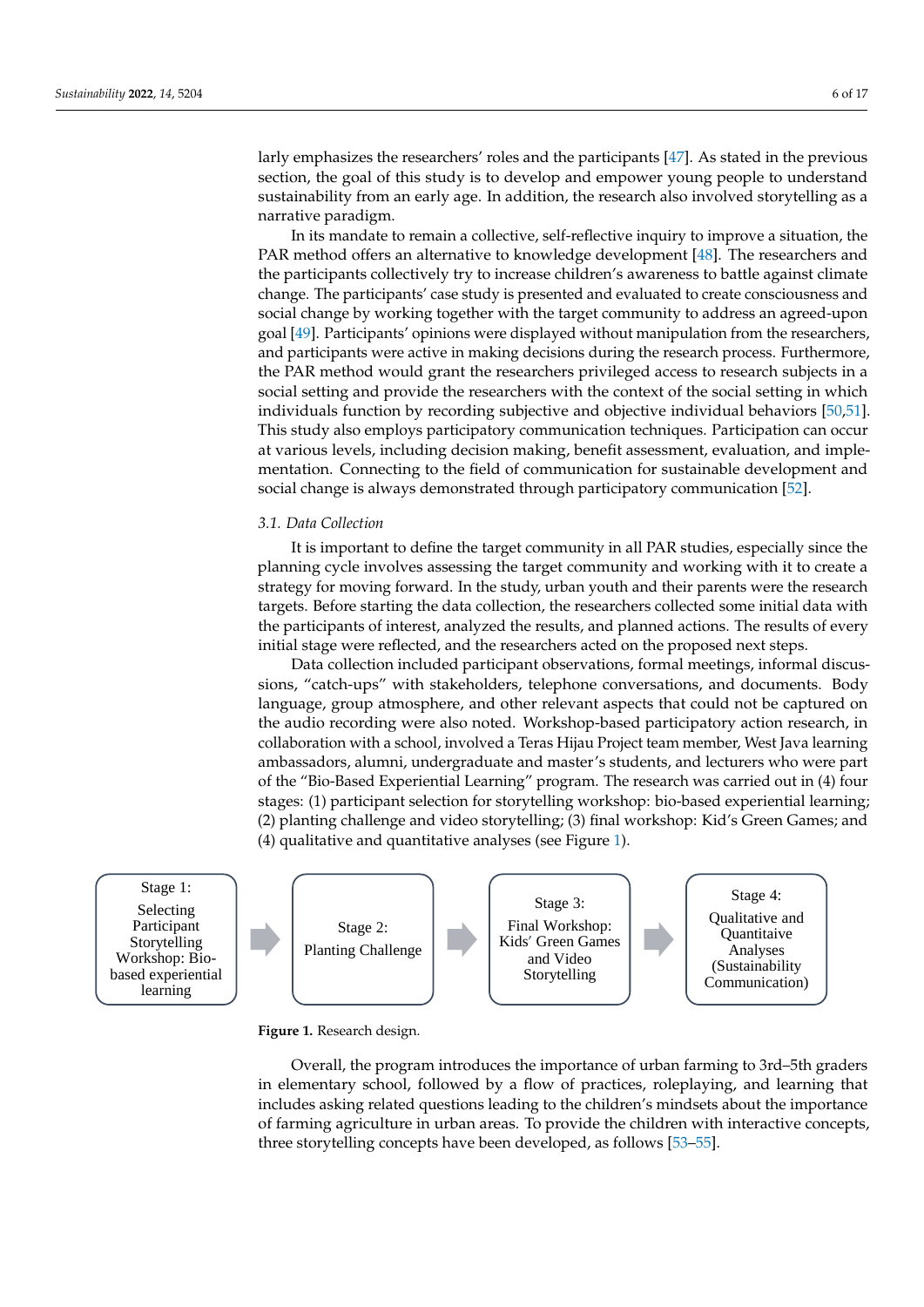larly emphasizes the researchers' roles and the participants [47]. As stated in the previous section, the goal of this study is to develop and empower young people to understand sustainability from an early age. In addition, the research also involved storytelling as a narrative paradigm.

In its mandate to remain a collective, self-reflective inquiry to improve a situation, the PAR method offers an alternative to knowledge development [48]. The researchers and the participants collectively try to increase children's awareness to battle against climate change. The participants' case study is presented and evaluated to create consciousness and social change by working together with the target community to address an agreed-upon goal [49]. Participants' opinions were displayed without manipulation from the researchers, and participants were active in making decisions during the research process. Furthermore, the PAR method would grant the researchers privileged access to research subjects in a social setting and provide the researchers with the context of the social setting in which individuals function by recording subjective and objective individual behaviors [50,51]. This study also employs participatory communication techniques. Participation can occur at various levels, including decision making, benefit assessment, evaluation, and implementation. Connecting to the field of communication for sustainable development and social change is always demonstrated through participatory communication [52].

### 3.1. Data Collection

It is important to define the target community in all PAR studies, especially since the planning cycle involves assessing the target community and working with it to create a strategy for moving forward. In the study, urban youth and their parents were the research targets. Before starting the data collection, the researchers collected some initial data with the participants of interest, analyzed the results, and planned actions. The results of every initial stage were reflected, and the researchers acted on the proposed next steps.

Data collection included participant observations, formal meetings, informal discussions, "catch-ups" with stakeholders, telephone conversations, and documents. Body language, group atmosphere, and other relevant aspects that could not be captured on the audio recording were also noted. Workshop-based participatory action research, in collaboration with a school, involved a Teras Hijau Project team member, West Java learning ambassadors, alumni, undergraduate and master's students, and lecturers who were part of the "Bio-Based Experiential Learning" program. The research was carried out in (4) four stages: (1) participant selection for storytelling workshop: bio-based experiential learning; (2) planting challenge and video storytelling; (3) final workshop: Kid's Green Games; and (4) qualitative and quantitative analyses (see Figure 1).

Stage 1: Selecting Participant Storytelling Workshop: Bio-based experiential learning → Stage 2: Planting Challenge → Stage 3: Final Workshop: Kids' Green Games and Video Storytelling → Stage 4: Qualitative and Quantitaive Analyses (Sustainability Communication)

**Figure 1.** Research design.

Overall, the program introduces the importance of urban farming to 3rd–5th graders in elementary school, followed by a flow of practices, roleplaying, and learning that includes asking related questions leading to the children's mindsets about the importance of farming agriculture in urban areas. To provide the children with interactive concepts, three storytelling concepts have been developed, as follows [53–55].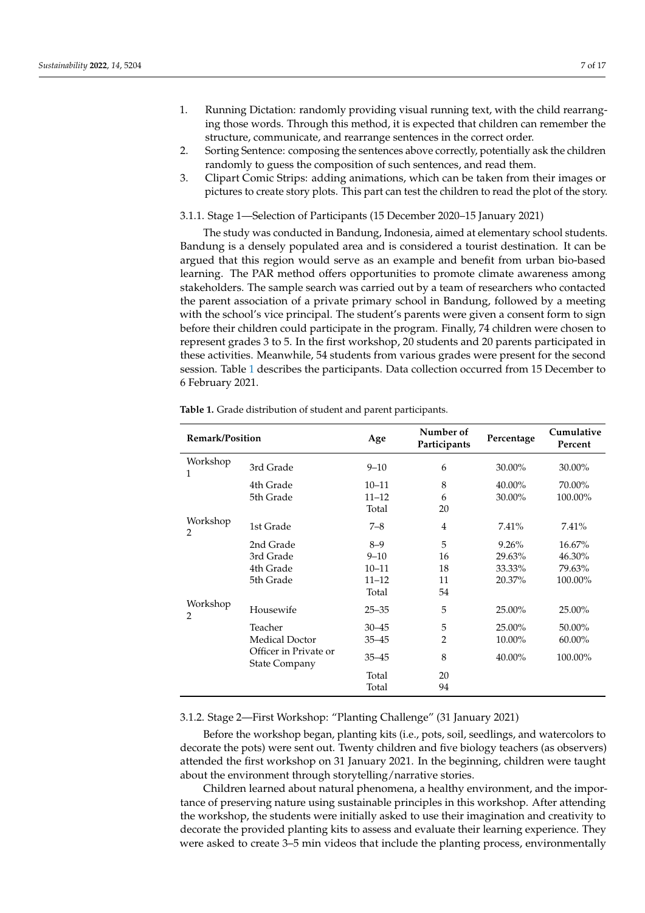1. Running Dictation: randomly providing visual running text, with the child rearranging those words. Through this method, it is expected that children can remember the structure, communicate, and rearrange sentences in the correct order.
2. Sorting Sentence: composing the sentences above correctly, potentially ask the children randomly to guess the composition of such sentences, and read them.
3. Clipart Comic Strips: adding animations, which can be taken from their images or pictures to create story plots. This part can test the children to read the plot of the story.

#### 3.1.1. Stage 1—Selection of Participants (15 December 2020–15 January 2021)

The study was conducted in Bandung, Indonesia, aimed at elementary school students. Bandung is a densely populated area and is considered a tourist destination. It can be argued that this region would serve as an example and benefit from urban bio-based learning. The PAR method offers opportunities to promote climate awareness among stakeholders. The sample search was carried out by a team of researchers who contacted the parent association of a private primary school in Bandung, followed by a meeting with the school's vice principal. The student's parents were given a consent form to sign before their children could participate in the program. Finally, 74 children were chosen to represent grades 3 to 5. In the first workshop, 20 students and 20 parents participated in these activities. Meanwhile, 54 students from various grades were present for the second session. Table 1 describes the participants. Data collection occurred from 15 December to 6 February 2021.

**Table 1.** Grade distribution of student and parent participants.

| Remark/Position | | Age | Number of Participants | Percentage | Cumulative Percent |
|---|---|---|---|---|---|
| Workshop 1 | 3rd Grade | 9–10 | 6 | 30.00% | 30.00% |
| | 4th Grade | 10–11 | 8 | 40.00% | 70.00% |
| | 5th Grade | 11–12 | 6 | 30.00% | 100.00% |
| | | Total | 20 | | |
| Workshop 2 | 1st Grade | 7–8 | 4 | 7.41% | 7.41% |
| | 2nd Grade | 8–9 | 5 | 9.26% | 16.67% |
| | 3rd Grade | 9–10 | 16 | 29.63% | 46.30% |
| | 4th Grade | 10–11 | 18 | 33.33% | 79.63% |
| | 5th Grade | 11–12 | 11 | 20.37% | 100.00% |
| | | Total | 54 | | |
| Workshop 2 | Housewife | 25–35 | 5 | 25.00% | 25.00% |
| | Teacher | 30–45 | 5 | 25.00% | 50.00% |
| | Medical Doctor | 35–45 | 2 | 10.00% | 60.00% |
| | Officer in Private or State Company | 35–45 | 8 | 40.00% | 100.00% |
| | | Total | 20 | | |
| | | Total | 94 | | |

#### 3.1.2. Stage 2—First Workshop: "Planting Challenge" (31 January 2021)

Before the workshop began, planting kits (i.e., pots, soil, seedlings, and watercolors to decorate the pots) were sent out. Twenty children and five biology teachers (as observers) attended the first workshop on 31 January 2021. In the beginning, children were taught about the environment through storytelling/narrative stories.

Children learned about natural phenomena, a healthy environment, and the importance of preserving nature using sustainable principles in this workshop. After attending the workshop, the students were initially asked to use their imagination and creativity to decorate the provided planting kits to assess and evaluate their learning experience. They were asked to create 3–5 min videos that include the planting process, environmentally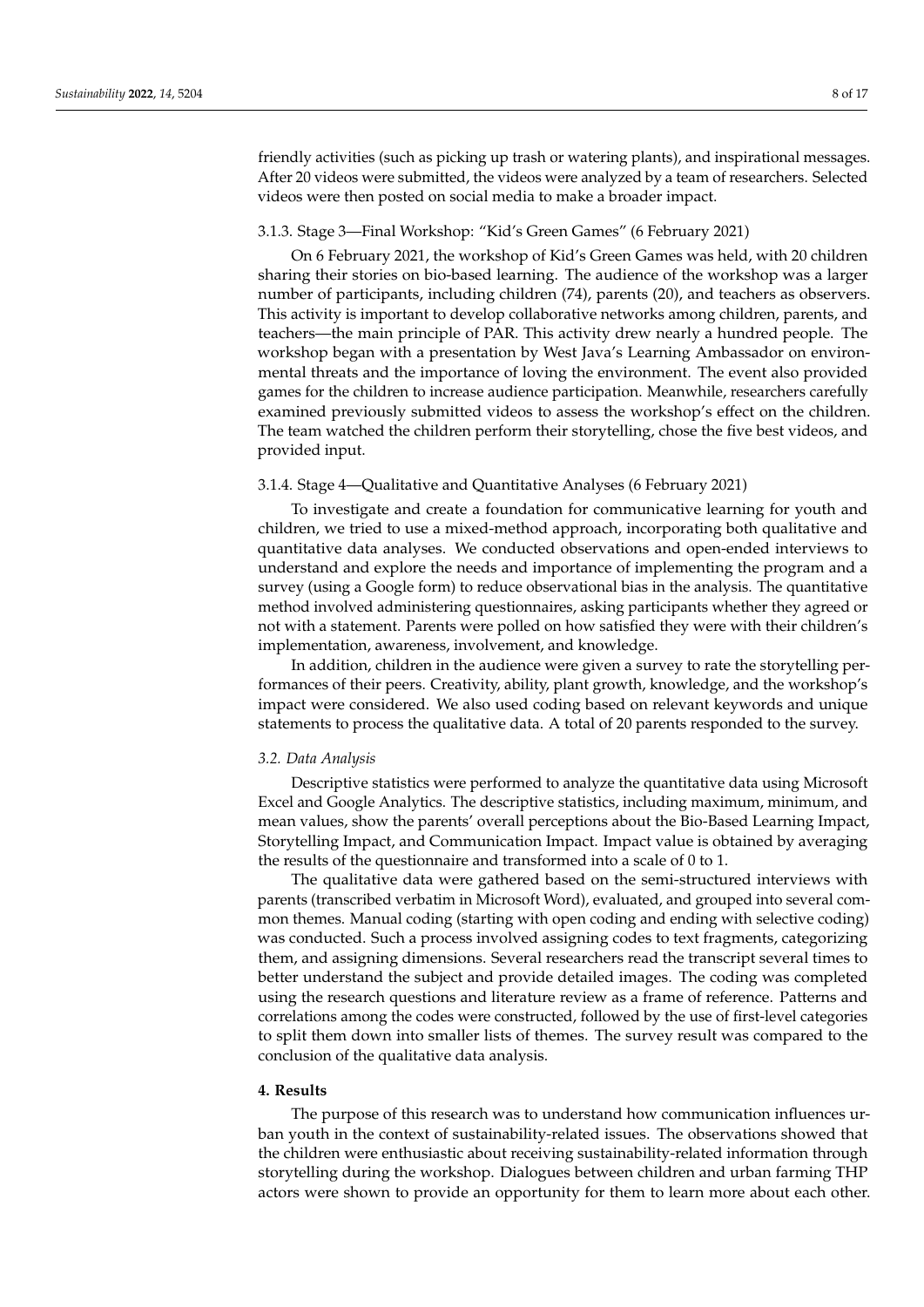friendly activities (such as picking up trash or watering plants), and inspirational messages. After 20 videos were submitted, the videos were analyzed by a team of researchers. Selected videos were then posted on social media to make a broader impact.

#### 3.1.3. Stage 3—Final Workshop: "Kid's Green Games" (6 February 2021)

On 6 February 2021, the workshop of Kid's Green Games was held, with 20 children sharing their stories on bio-based learning. The audience of the workshop was a larger number of participants, including children (74), parents (20), and teachers as observers. This activity is important to develop collaborative networks among children, parents, and teachers—the main principle of PAR. This activity drew nearly a hundred people. The workshop began with a presentation by West Java's Learning Ambassador on environmental threats and the importance of loving the environment. The event also provided games for the children to increase audience participation. Meanwhile, researchers carefully examined previously submitted videos to assess the workshop's effect on the children. The team watched the children perform their storytelling, chose the five best videos, and provided input.

#### 3.1.4. Stage 4—Qualitative and Quantitative Analyses (6 February 2021)

To investigate and create a foundation for communicative learning for youth and children, we tried to use a mixed-method approach, incorporating both qualitative and quantitative data analyses. We conducted observations and open-ended interviews to understand and explore the needs and importance of implementing the program and a survey (using a Google form) to reduce observational bias in the analysis. The quantitative method involved administering questionnaires, asking participants whether they agreed or not with a statement. Parents were polled on how satisfied they were with their children's implementation, awareness, involvement, and knowledge.

In addition, children in the audience were given a survey to rate the storytelling performances of their peers. Creativity, ability, plant growth, knowledge, and the workshop's impact were considered. We also used coding based on relevant keywords and unique statements to process the qualitative data. A total of 20 parents responded to the survey.

### *3.2. Data Analysis*

Descriptive statistics were performed to analyze the quantitative data using Microsoft Excel and Google Analytics. The descriptive statistics, including maximum, minimum, and mean values, show the parents' overall perceptions about the Bio-Based Learning Impact, Storytelling Impact, and Communication Impact. Impact value is obtained by averaging the results of the questionnaire and transformed into a scale of 0 to 1.

The qualitative data were gathered based on the semi-structured interviews with parents (transcribed verbatim in Microsoft Word), evaluated, and grouped into several common themes. Manual coding (starting with open coding and ending with selective coding) was conducted. Such a process involved assigning codes to text fragments, categorizing them, and assigning dimensions. Several researchers read the transcript several times to better understand the subject and provide detailed images. The coding was completed using the research questions and literature review as a frame of reference. Patterns and correlations among the codes were constructed, followed by the use of first-level categories to split them down into smaller lists of themes. The survey result was compared to the conclusion of the qualitative data analysis.

## 4. Results

The purpose of this research was to understand how communication influences urban youth in the context of sustainability-related issues. The observations showed that the children were enthusiastic about receiving sustainability-related information through storytelling during the workshop. Dialogues between children and urban farming THP actors were shown to provide an opportunity for them to learn more about each other.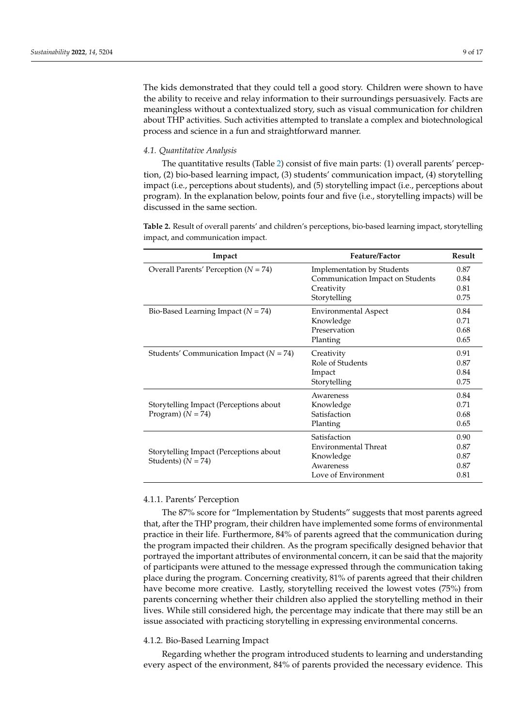The kids demonstrated that they could tell a good story. Children were shown to have the ability to receive and relay information to their surroundings persuasively. Facts are meaningless without a contextualized story, such as visual communication for children about THP activities. Such activities attempted to translate a complex and biotechnological process and science in a fun and straightforward manner.

### *4.1. Quantitative Analysis*

The quantitative results (Table 2) consist of five main parts: (1) overall parents' perception, (2) bio-based learning impact, (3) students' communication impact, (4) storytelling impact (i.e., perceptions about students), and (5) storytelling impact (i.e., perceptions about program). In the explanation below, points four and five (i.e., storytelling impacts) will be discussed in the same section.

**Table 2.** Result of overall parents' and children's perceptions, bio-based learning impact, storytelling impact, and communication impact.

| Impact | Feature/Factor | Result |
|---|---|---|
| Overall Parents' Perception ($N$ = 74) | Implementation by Students | 0.87 |
| | Communication Impact on Students | 0.84 |
| | Creativity | 0.81 |
| | Storytelling | 0.75 |
| Bio-Based Learning Impact ($N$ = 74) | Environmental Aspect | 0.84 |
| | Knowledge | 0.71 |
| | Preservation | 0.68 |
| | Planting | 0.65 |
| Students' Communication Impact ($N$ = 74) | Creativity | 0.91 |
| | Role of Students | 0.87 |
| | Impact | 0.84 |
| | Storytelling | 0.75 |
| Storytelling Impact (Perceptions about Program) ($N$ = 74) | Awareness | 0.84 |
| | Knowledge | 0.71 |
| | Satisfaction | 0.68 |
| | Planting | 0.65 |
| Storytelling Impact (Perceptions about Students) ($N$ = 74) | Satisfaction | 0.90 |
| | Environmental Threat | 0.87 |
| | Knowledge | 0.87 |
| | Awareness | 0.87 |
| | Love of Environment | 0.81 |

#### 4.1.1. Parents' Perception

The 87% score for "Implementation by Students" suggests that most parents agreed that, after the THP program, their children have implemented some forms of environmental practice in their life. Furthermore, 84% of parents agreed that the communication during the program impacted their children. As the program specifically designed behavior that portrayed the important attributes of environmental concern, it can be said that the majority of participants were attuned to the message expressed through the communication taking place during the program. Concerning creativity, 81% of parents agreed that their children have become more creative. Lastly, storytelling received the lowest votes (75%) from parents concerning whether their children also applied the storytelling method in their lives. While still considered high, the percentage may indicate that there may still be an issue associated with practicing storytelling in expressing environmental concerns.

#### 4.1.2. Bio-Based Learning Impact

Regarding whether the program introduced students to learning and understanding every aspect of the environment, 84% of parents provided the necessary evidence. This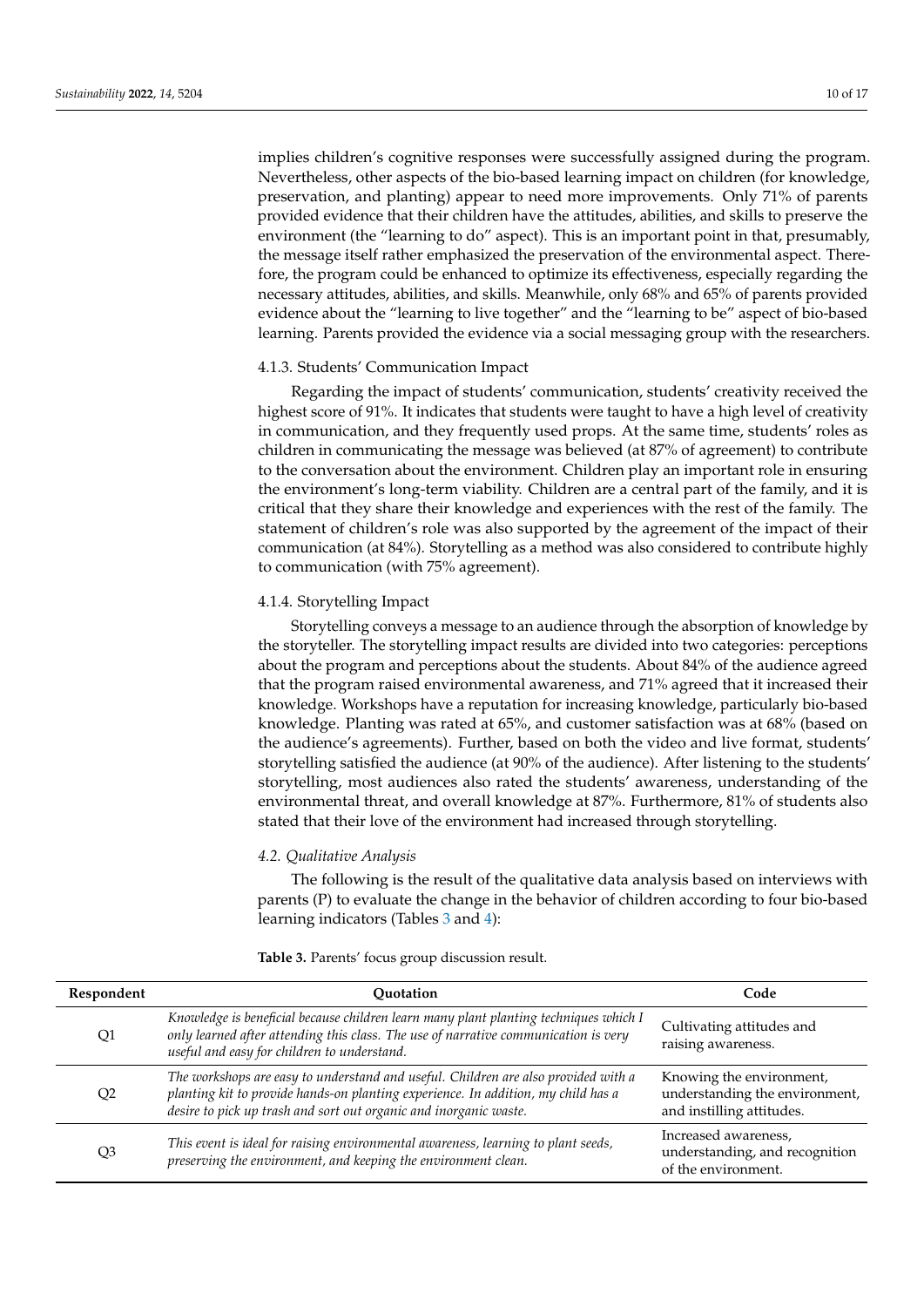implies children's cognitive responses were successfully assigned during the program. Nevertheless, other aspects of the bio-based learning impact on children (for knowledge, preservation, and planting) appear to need more improvements. Only 71% of parents provided evidence that their children have the attitudes, abilities, and skills to preserve the environment (the "learning to do" aspect). This is an important point in that, presumably, the message itself rather emphasized the preservation of the environmental aspect. Therefore, the program could be enhanced to optimize its effectiveness, especially regarding the necessary attitudes, abilities, and skills. Meanwhile, only 68% and 65% of parents provided evidence about the "learning to live together" and the "learning to be" aspect of bio-based learning. Parents provided the evidence via a social messaging group with the researchers.

#### 4.1.3. Students' Communication Impact

Regarding the impact of students' communication, students' creativity received the highest score of 91%. It indicates that students were taught to have a high level of creativity in communication, and they frequently used props. At the same time, students' roles as children in communicating the message was believed (at 87% of agreement) to contribute to the conversation about the environment. Children play an important role in ensuring the environment's long-term viability. Children are a central part of the family, and it is critical that they share their knowledge and experiences with the rest of the family. The statement of children's role was also supported by the agreement of the impact of their communication (at 84%). Storytelling as a method was also considered to contribute highly to communication (with 75% agreement).

#### 4.1.4. Storytelling Impact

Storytelling conveys a message to an audience through the absorption of knowledge by the storyteller. The storytelling impact results are divided into two categories: perceptions about the program and perceptions about the students. About 84% of the audience agreed that the program raised environmental awareness, and 71% agreed that it increased their knowledge. Workshops have a reputation for increasing knowledge, particularly bio-based knowledge. Planting was rated at 65%, and customer satisfaction was at 68% (based on the audience's agreements). Further, based on both the video and live format, students' storytelling satisfied the audience (at 90% of the audience). After listening to the students' storytelling, most audiences also rated the students' awareness, understanding of the environmental threat, and overall knowledge at 87%. Furthermore, 81% of students also stated that their love of the environment had increased through storytelling.

### *4.2. Qualitative Analysis*

The following is the result of the qualitative data analysis based on interviews with parents (P) to evaluate the change in the behavior of children according to four bio-based learning indicators (Tables 3 and 4):

**Table 3.** Parents' focus group discussion result.

| Respondent | Quotation | Code |
|---|---|---|
| Q1 | *Knowledge is beneficial because children learn many plant planting techniques which I only learned after attending this class. The use of narrative communication is very useful and easy for children to understand.* | Cultivating attitudes and raising awareness. |
| Q2 | *The workshops are easy to understand and useful. Children are also provided with a planting kit to provide hands-on planting experience. In addition, my child has a desire to pick up trash and sort out organic and inorganic waste.* | Knowing the environment, understanding the environment, and instilling attitudes. |
| Q3 | *This event is ideal for raising environmental awareness, learning to plant seeds, preserving the environment, and keeping the environment clean.* | Increased awareness, understanding, and recognition of the environment. |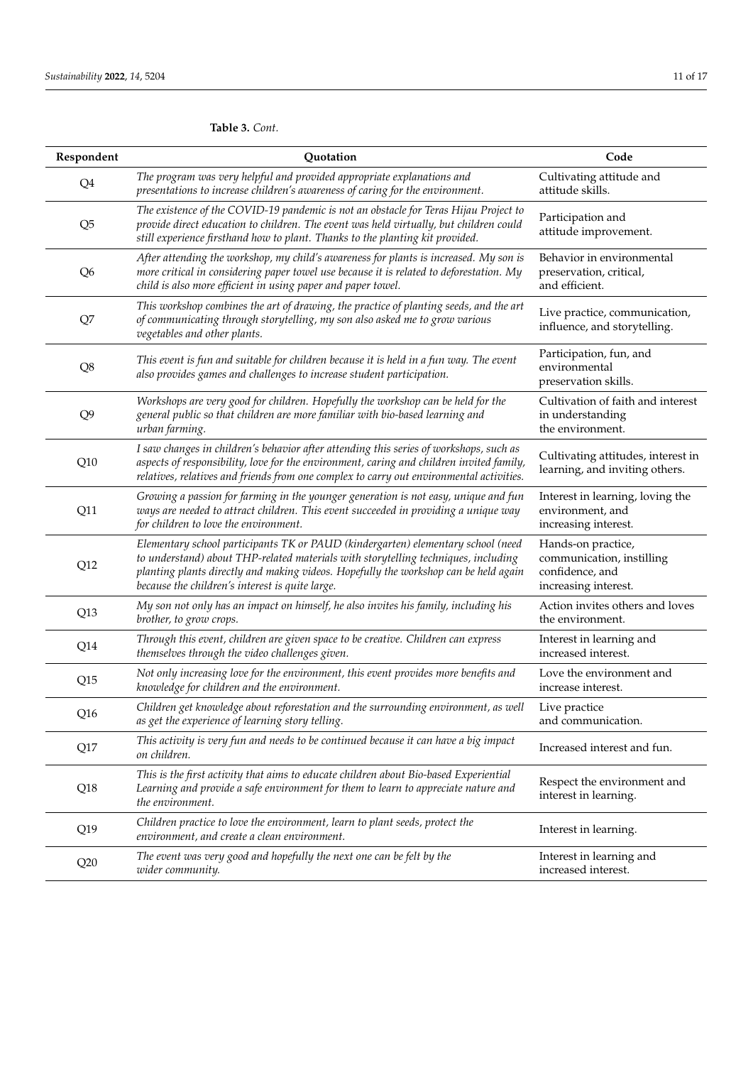**Table 3.** *Cont.*

| Respondent | Quotation | Code |
|---|---|---|
| Q4 | *The program was very helpful and provided appropriate explanations and presentations to increase children's awareness of caring for the environment.* | Cultivating attitude and attitude skills. |
| Q5 | *The existence of the COVID-19 pandemic is not an obstacle for Teras Hijau Project to provide direct education to children. The event was held virtually, but children could still experience firsthand how to plant. Thanks to the planting kit provided.* | Participation and attitude improvement. |
| Q6 | *After attending the workshop, my child's awareness for plants is increased. My son is more critical in considering paper towel use because it is related to deforestation. My child is also more efficient in using paper and paper towel.* | Behavior in environmental preservation, critical, and efficient. |
| Q7 | *This workshop combines the art of drawing, the practice of planting seeds, and the art of communicating through storytelling, my son also asked me to grow various vegetables and other plants.* | Live practice, communication, influence, and storytelling. |
| Q8 | *This event is fun and suitable for children because it is held in a fun way. The event also provides games and challenges to increase student participation.* | Participation, fun, and environmental preservation skills. |
| Q9 | *Workshops are very good for children. Hopefully the workshop can be held for the general public so that children are more familiar with bio-based learning and urban farming.* | Cultivation of faith and interest in understanding the environment. |
| Q10 | *I saw changes in children's behavior after attending this series of workshops, such as aspects of responsibility, love for the environment, caring and children invited family, relatives, relatives and friends from one complex to carry out environmental activities.* | Cultivating attitudes, interest in learning, and inviting others. |
| Q11 | *Growing a passion for farming in the younger generation is not easy, unique and fun ways are needed to attract children. This event succeeded in providing a unique way for children to love the environment.* | Interest in learning, loving the environment, and increasing interest. |
| Q12 | *Elementary school participants TK or PAUD (kindergarten) elementary school (need to understand) about THP-related materials with storytelling techniques, including planting plants directly and making videos. Hopefully the workshop can be held again because the children's interest is quite large.* | Hands-on practice, communication, instilling confidence, and increasing interest. |
| Q13 | *My son not only has an impact on himself, he also invites his family, including his brother, to grow crops.* | Action invites others and loves the environment. |
| Q14 | *Through this event, children are given space to be creative. Children can express themselves through the video challenges given.* | Interest in learning and increased interest. |
| Q15 | *Not only increasing love for the environment, this event provides more benefits and knowledge for children and the environment.* | Love the environment and increase interest. |
| Q16 | *Children get knowledge about reforestation and the surrounding environment, as well as get the experience of learning story telling.* | Live practice and communication. |
| Q17 | *This activity is very fun and needs to be continued because it can have a big impact on children.* | Increased interest and fun. |
| Q18 | *This is the first activity that aims to educate children about Bio-based Experiential Learning and provide a safe environment for them to learn to appreciate nature and the environment.* | Respect the environment and interest in learning. |
| Q19 | *Children practice to love the environment, learn to plant seeds, protect the environment, and create a clean environment.* | Interest in learning. |
| Q20 | *The event was very good and hopefully the next one can be felt by the wider community.* | Interest in learning and increased interest. |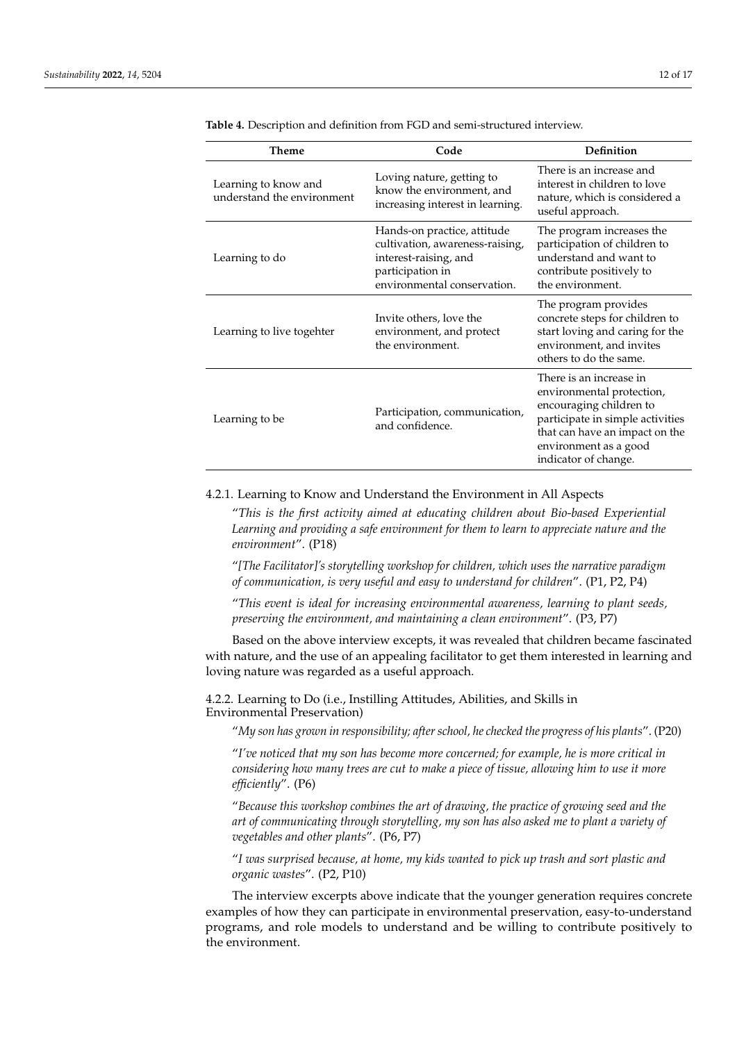**Table 4.** Description and definition from FGD and semi-structured interview.

| Theme | Code | Definition |
| --- | --- | --- |
| Learning to know and understand the environment | Loving nature, getting to know the environment, and increasing interest in learning. | There is an increase and interest in children to love nature, which is considered a useful approach. |
| Learning to do | Hands-on practice, attitude cultivation, awareness-raising, interest-raising, and participation in environmental conservation. | The program increases the participation of children to understand and want to contribute positively to the environment. |
| Learning to live togehter | Invite others, love the environment, and protect the environment. | The program provides concrete steps for children to start loving and caring for the environment, and invites others to do the same. |
| Learning to be | Participation, communication, and confidence. | There is an increase in environmental protection, encouraging children to participate in simple activities that can have an impact on the environment as a good indicator of change. |

#### 4.2.1. Learning to Know and Understand the Environment in All Aspects

"*This is the first activity aimed at educating children about Bio-based Experiential Learning and providing a safe environment for them to learn to appreciate nature and the environment*". (P18)

"*[The Facilitator]'s storytelling workshop for children, which uses the narrative paradigm of communication, is very useful and easy to understand for children*". (P1, P2, P4)

"*This event is ideal for increasing environmental awareness, learning to plant seeds, preserving the environment, and maintaining a clean environment*". (P3, P7)

Based on the above interview excepts, it was revealed that children became fascinated with nature, and the use of an appealing facilitator to get them interested in learning and loving nature was regarded as a useful approach.

#### 4.2.2. Learning to Do (i.e., Instilling Attitudes, Abilities, and Skills in Environmental Preservation)

"*My son has grown in responsibility; after school, he checked the progress of his plants*". (P20)

"*I've noticed that my son has become more concerned; for example, he is more critical in considering how many trees are cut to make a piece of tissue, allowing him to use it more efficiently*". (P6)

"*Because this workshop combines the art of drawing, the practice of growing seed and the art of communicating through storytelling, my son has also asked me to plant a variety of vegetables and other plants*". (P6, P7)

"*I was surprised because, at home, my kids wanted to pick up trash and sort plastic and organic wastes*". (P2, P10)

The interview excerpts above indicate that the younger generation requires concrete examples of how they can participate in environmental preservation, easy-to-understand programs, and role models to understand and be willing to contribute positively to the environment.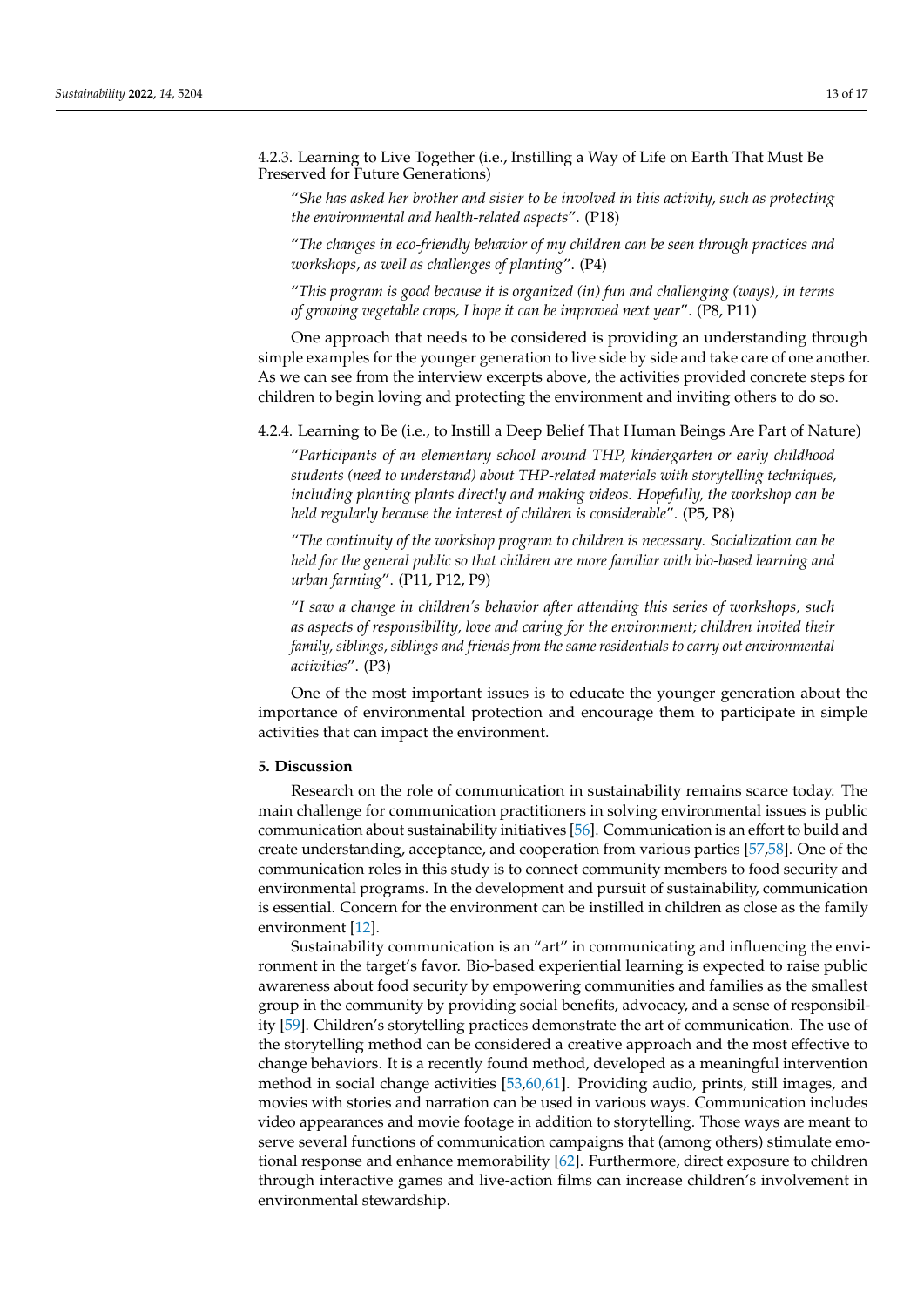#### 4.2.3. Learning to Live Together (i.e., Instilling a Way of Life on Earth That Must Be Preserved for Future Generations)

> "*She has asked her brother and sister to be involved in this activity, such as protecting the environmental and health-related aspects*". (P18)

> "*The changes in eco-friendly behavior of my children can be seen through practices and workshops, as well as challenges of planting*". (P4)

> "*This program is good because it is organized (in) fun and challenging (ways), in terms of growing vegetable crops, I hope it can be improved next year*". (P8, P11)

One approach that needs to be considered is providing an understanding through simple examples for the younger generation to live side by side and take care of one another. As we can see from the interview excerpts above, the activities provided concrete steps for children to begin loving and protecting the environment and inviting others to do so.

#### 4.2.4. Learning to Be (i.e., to Instill a Deep Belief That Human Beings Are Part of Nature)

> "*Participants of an elementary school around THP, kindergarten or early childhood students (need to understand) about THP-related materials with storytelling techniques, including planting plants directly and making videos. Hopefully, the workshop can be held regularly because the interest of children is considerable*". (P5, P8)

> "*The continuity of the workshop program to children is necessary. Socialization can be held for the general public so that children are more familiar with bio-based learning and urban farming*". (P11, P12, P9)

> "*I saw a change in children's behavior after attending this series of workshops, such as aspects of responsibility, love and caring for the environment; children invited their family, siblings, siblings and friends from the same residentials to carry out environmental activities*". (P3)

One of the most important issues is to educate the younger generation about the importance of environmental protection and encourage them to participate in simple activities that can impact the environment.

## 5. Discussion

Research on the role of communication in sustainability remains scarce today. The main challenge for communication practitioners in solving environmental issues is public communication about sustainability initiatives [56]. Communication is an effort to build and create understanding, acceptance, and cooperation from various parties [57,58]. One of the communication roles in this study is to connect community members to food security and environmental programs. In the development and pursuit of sustainability, communication is essential. Concern for the environment can be instilled in children as close as the family environment [12].

Sustainability communication is an "art" in communicating and influencing the environment in the target's favor. Bio-based experiential learning is expected to raise public awareness about food security by empowering communities and families as the smallest group in the community by providing social benefits, advocacy, and a sense of responsibility [59]. Children's storytelling practices demonstrate the art of communication. The use of the storytelling method can be considered a creative approach and the most effective to change behaviors. It is a recently found method, developed as a meaningful intervention method in social change activities [53,60,61]. Providing audio, prints, still images, and movies with stories and narration can be used in various ways. Communication includes video appearances and movie footage in addition to storytelling. Those ways are meant to serve several functions of communication campaigns that (among others) stimulate emotional response and enhance memorability [62]. Furthermore, direct exposure to children through interactive games and live-action films can increase children's involvement in environmental stewardship.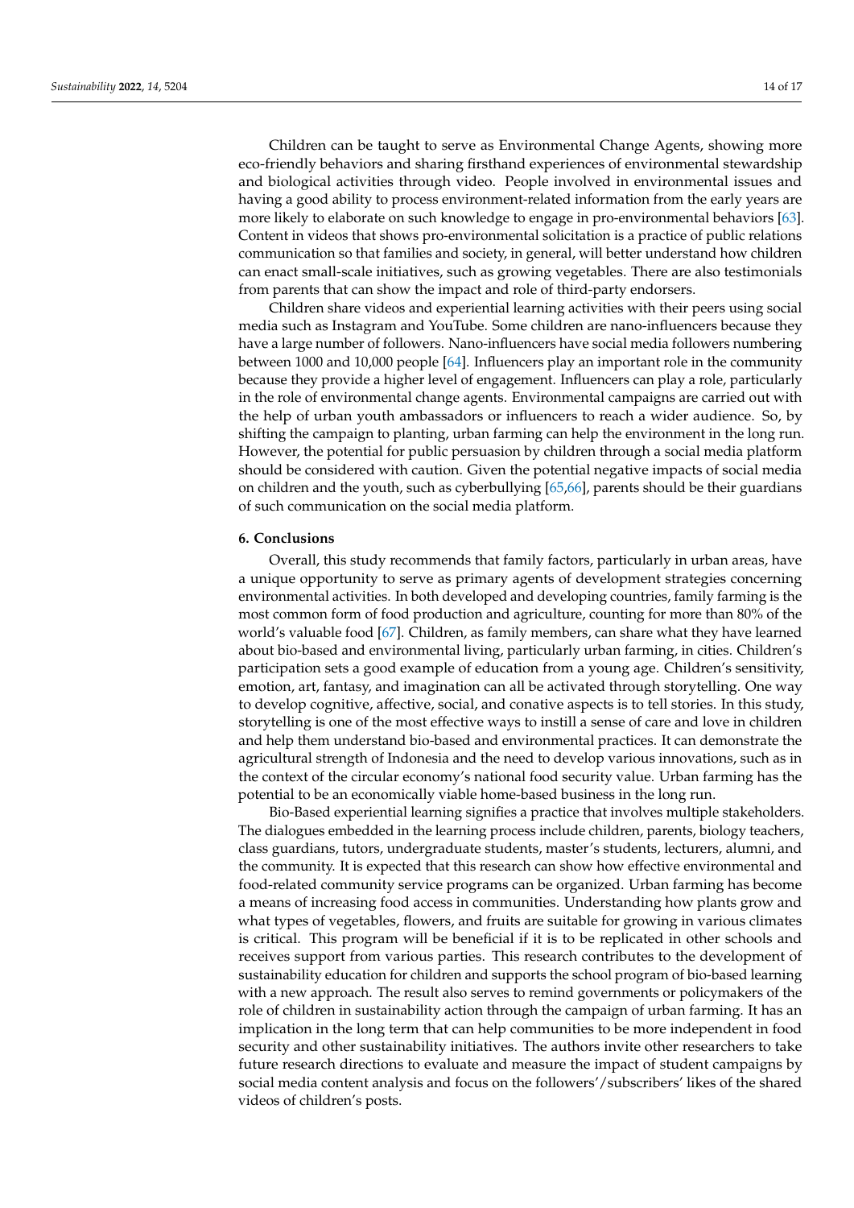Children can be taught to serve as Environmental Change Agents, showing more eco-friendly behaviors and sharing firsthand experiences of environmental stewardship and biological activities through video. People involved in environmental issues and having a good ability to process environment-related information from the early years are more likely to elaborate on such knowledge to engage in pro-environmental behaviors [63]. Content in videos that shows pro-environmental solicitation is a practice of public relations communication so that families and society, in general, will better understand how children can enact small-scale initiatives, such as growing vegetables. There are also testimonials from parents that can show the impact and role of third-party endorsers.

Children share videos and experiential learning activities with their peers using social media such as Instagram and YouTube. Some children are nano-influencers because they have a large number of followers. Nano-influencers have social media followers numbering between 1000 and 10,000 people [64]. Influencers play an important role in the community because they provide a higher level of engagement. Influencers can play a role, particularly in the role of environmental change agents. Environmental campaigns are carried out with the help of urban youth ambassadors or influencers to reach a wider audience. So, by shifting the campaign to planting, urban farming can help the environment in the long run. However, the potential for public persuasion by children through a social media platform should be considered with caution. Given the potential negative impacts of social media on children and the youth, such as cyberbullying [65,66], parents should be their guardians of such communication on the social media platform.

## 6. Conclusions

Overall, this study recommends that family factors, particularly in urban areas, have a unique opportunity to serve as primary agents of development strategies concerning environmental activities. In both developed and developing countries, family farming is the most common form of food production and agriculture, counting for more than 80% of the world's valuable food [67]. Children, as family members, can share what they have learned about bio-based and environmental living, particularly urban farming, in cities. Children's participation sets a good example of education from a young age. Children's sensitivity, emotion, art, fantasy, and imagination can all be activated through storytelling. One way to develop cognitive, affective, social, and conative aspects is to tell stories. In this study, storytelling is one of the most effective ways to instill a sense of care and love in children and help them understand bio-based and environmental practices. It can demonstrate the agricultural strength of Indonesia and the need to develop various innovations, such as in the context of the circular economy's national food security value. Urban farming has the potential to be an economically viable home-based business in the long run.

Bio-Based experiential learning signifies a practice that involves multiple stakeholders. The dialogues embedded in the learning process include children, parents, biology teachers, class guardians, tutors, undergraduate students, master's students, lecturers, alumni, and the community. It is expected that this research can show how effective environmental and food-related community service programs can be organized. Urban farming has become a means of increasing food access in communities. Understanding how plants grow and what types of vegetables, flowers, and fruits are suitable for growing in various climates is critical. This program will be beneficial if it is to be replicated in other schools and receives support from various parties. This research contributes to the development of sustainability education for children and supports the school program of bio-based learning with a new approach. The result also serves to remind governments or policymakers of the role of children in sustainability action through the campaign of urban farming. It has an implication in the long term that can help communities to be more independent in food security and other sustainability initiatives. The authors invite other researchers to take future research directions to evaluate and measure the impact of student campaigns by social media content analysis and focus on the followers'/subscribers' likes of the shared videos of children's posts.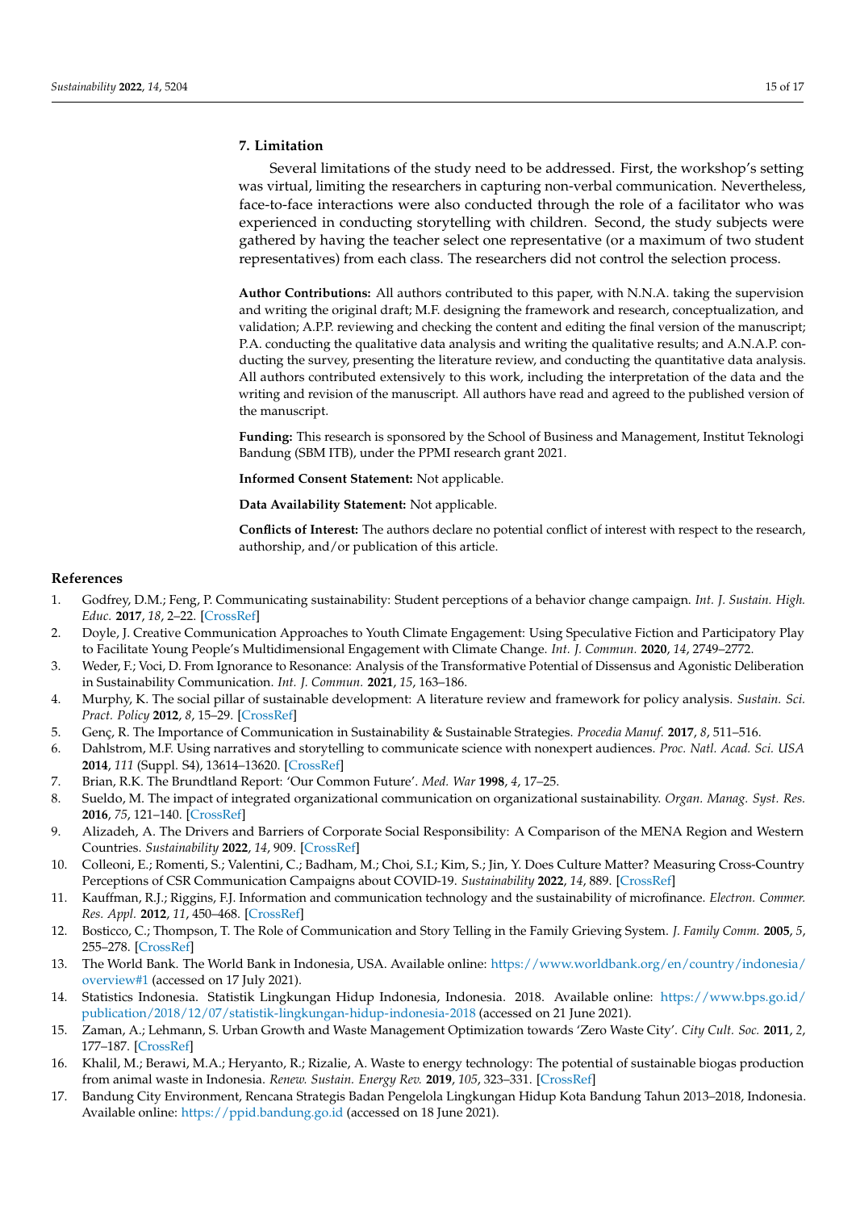## 7. Limitation

Several limitations of the study need to be addressed. First, the workshop's setting was virtual, limiting the researchers in capturing non-verbal communication. Nevertheless, face-to-face interactions were also conducted through the role of a facilitator who was experienced in conducting storytelling with children. Second, the study subjects were gathered by having the teacher select one representative (or a maximum of two student representatives) from each class. The researchers did not control the selection process.

**Author Contributions:** All authors contributed to this paper, with N.N.A. taking the supervision and writing the original draft; M.F. designing the framework and research, conceptualization, and validation; A.P.P. reviewing and checking the content and editing the final version of the manuscript; P.A. conducting the qualitative data analysis and writing the qualitative results; and A.N.A.P. conducting the survey, presenting the literature review, and conducting the quantitative data analysis. All authors contributed extensively to this work, including the interpretation of the data and the writing and revision of the manuscript. All authors have read and agreed to the published version of the manuscript.

**Funding:** This research is sponsored by the School of Business and Management, Institut Teknologi Bandung (SBM ITB), under the PPMI research grant 2021.

**Informed Consent Statement:** Not applicable.

**Data Availability Statement:** Not applicable.

**Conflicts of Interest:** The authors declare no potential conflict of interest with respect to the research, authorship, and/or publication of this article.

## References

1. Godfrey, D.M.; Feng, P. Communicating sustainability: Student perceptions of a behavior change campaign. *Int. J. Sustain. High. Educ.* **2017**, *18*, 2–22. [CrossRef]
2. Doyle, J. Creative Communication Approaches to Youth Climate Engagement: Using Speculative Fiction and Participatory Play to Facilitate Young People's Multidimensional Engagement with Climate Change. *Int. J. Commun.* **2020**, *14*, 2749–2772.
3. Weder, F.; Voci, D. From Ignorance to Resonance: Analysis of the Transformative Potential of Dissensus and Agonistic Deliberation in Sustainability Communication. *Int. J. Commun.* **2021**, *15*, 163–186.
4. Murphy, K. The social pillar of sustainable development: A literature review and framework for policy analysis. *Sustain. Sci. Pract. Policy* **2012**, *8*, 15–29. [CrossRef]
5. Genç, R. The Importance of Communication in Sustainability & Sustainable Strategies. *Procedia Manuf.* **2017**, *8*, 511–516.
6. Dahlstrom, M.F. Using narratives and storytelling to communicate science with nonexpert audiences. *Proc. Natl. Acad. Sci. USA* **2014**, *111* (Suppl. S4), 13614–13620. [CrossRef]
7. Brian, R.K. The Brundtland Report: 'Our Common Future'. *Med. War* **1998**, *4*, 17–25.
8. Sueldo, M. The impact of integrated organizational communication on organizational sustainability. *Organ. Manag. Syst. Res.* **2016**, *75*, 121–140. [CrossRef]
9. Alizadeh, A. The Drivers and Barriers of Corporate Social Responsibility: A Comparison of the MENA Region and Western Countries. *Sustainability* **2022**, *14*, 909. [CrossRef]
10. Colleoni, E.; Romenti, S.; Valentini, C.; Badham, M.; Choi, S.I.; Kim, S.; Jin, Y. Does Culture Matter? Measuring Cross-Country Perceptions of CSR Communication Campaigns about COVID-19. *Sustainability* **2022**, *14*, 889. [CrossRef]
11. Kauffman, R.J.; Riggins, F.J. Information and communication technology and the sustainability of microfinance. *Electron. Commer. Res. Appl.* **2012**, *11*, 450–468. [CrossRef]
12. Bosticco, C.; Thompson, T. The Role of Communication and Story Telling in the Family Grieving System. *J. Family Comm.* **2005**, *5*, 255–278. [CrossRef]
13. The World Bank. The World Bank in Indonesia, USA. Available online: https://www.worldbank.org/en/country/indonesia/overview#1 (accessed on 17 July 2021).
14. Statistics Indonesia. Statistik Lingkungan Hidup Indonesia, Indonesia. 2018. Available online: https://www.bps.go.id/publication/2018/12/07/statistik-lingkungan-hidup-indonesia-2018 (accessed on 21 June 2021).
15. Zaman, A.; Lehmann, S. Urban Growth and Waste Management Optimization towards 'Zero Waste City'. *City Cult. Soc.* **2011**, *2*, 177–187. [CrossRef]
16. Khalil, M.; Berawi, M.A.; Heryanto, R.; Rizalie, A. Waste to energy technology: The potential of sustainable biogas production from animal waste in Indonesia. *Renew. Sustain. Energy Rev.* **2019**, *105*, 323–331. [CrossRef]
17. Bandung City Environment, Rencana Strategis Badan Pengelola Lingkungan Hidup Kota Bandung Tahun 2013–2018, Indonesia. Available online: https://ppid.bandung.go.id (accessed on 18 June 2021).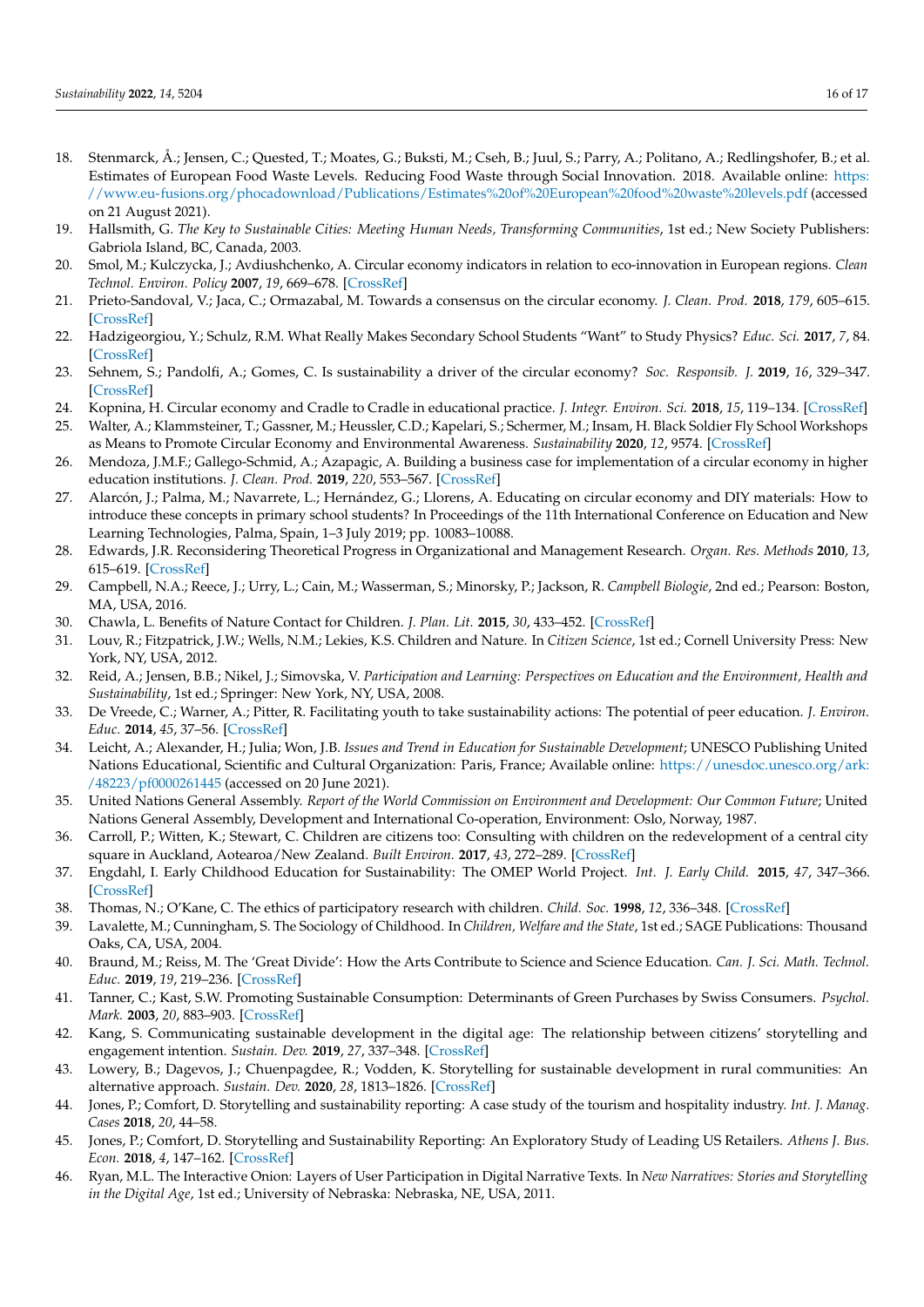18. Stenmarck, Å.; Jensen, C.; Quested, T.; Moates, G.; Buksti, M.; Cseh, B.; Juul, S.; Parry, A.; Politano, A.; Redlingshofer, B.; et al. Estimates of European Food Waste Levels. Reducing Food Waste through Social Innovation. 2018. Available online: https://www.eu-fusions.org/phocadownload/Publications/Estimates%20of%20European%20food%20waste%20levels.pdf (accessed on 21 August 2021).
19. Hallsmith, G. *The Key to Sustainable Cities: Meeting Human Needs, Transforming Communities*, 1st ed.; New Society Publishers: Gabriola Island, BC, Canada, 2003.
20. Smol, M.; Kulczycka, J.; Avdiushchenko, A. Circular economy indicators in relation to eco-innovation in European regions. *Clean Technol. Environ. Policy* **2007**, *19*, 669–678. [CrossRef]
21. Prieto-Sandoval, V.; Jaca, C.; Ormazabal, M. Towards a consensus on the circular economy. *J. Clean. Prod.* **2018**, *179*, 605–615. [CrossRef]
22. Hadzigeorgiou, Y.; Schulz, R.M. What Really Makes Secondary School Students "Want" to Study Physics? *Educ. Sci.* **2017**, *7*, 84. [CrossRef]
23. Sehnem, S.; Pandolfi, A.; Gomes, C. Is sustainability a driver of the circular economy? *Soc. Responsib. J.* **2019**, *16*, 329–347. [CrossRef]
24. Kopnina, H. Circular economy and Cradle to Cradle in educational practice. *J. Integr. Environ. Sci.* **2018**, *15*, 119–134. [CrossRef]
25. Walter, A.; Klammsteiner, T.; Gassner, M.; Heussler, C.D.; Kapelari, S.; Schermer, M.; Insam, H. Black Soldier Fly School Workshops as Means to Promote Circular Economy and Environmental Awareness. *Sustainability* **2020**, *12*, 9574. [CrossRef]
26. Mendoza, J.M.F.; Gallego-Schmid, A.; Azapagic, A. Building a business case for implementation of a circular economy in higher education institutions. *J. Clean. Prod.* **2019**, *220*, 553–567. [CrossRef]
27. Alarcón, J.; Palma, M.; Navarrete, L.; Hernández, G.; Llorens, A. Educating on circular economy and DIY materials: How to introduce these concepts in primary school students? In Proceedings of the 11th International Conference on Education and New Learning Technologies, Palma, Spain, 1–3 July 2019; pp. 10083–10088.
28. Edwards, J.R. Reconsidering Theoretical Progress in Organizational and Management Research. *Organ. Res. Methods* **2010**, *13*, 615–619. [CrossRef]
29. Campbell, N.A.; Reece, J.; Urry, L.; Cain, M.; Wasserman, S.; Minorsky, P.; Jackson, R. *Campbell Biologie*, 2nd ed.; Pearson: Boston, MA, USA, 2016.
30. Chawla, L. Benefits of Nature Contact for Children. *J. Plan. Lit.* **2015**, *30*, 433–452. [CrossRef]
31. Louv, R.; Fitzpatrick, J.W.; Wells, N.M.; Lekies, K.S. Children and Nature. In *Citizen Science*, 1st ed.; Cornell University Press: New York, NY, USA, 2012.
32. Reid, A.; Jensen, B.B.; Nikel, J.; Simovska, V. *Participation and Learning: Perspectives on Education and the Environment, Health and Sustainability*, 1st ed.; Springer: New York, NY, USA, 2008.
33. De Vreede, C.; Warner, A.; Pitter, R. Facilitating youth to take sustainability actions: The potential of peer education. *J. Environ. Educ.* **2014**, *45*, 37–56. [CrossRef]
34. Leicht, A.; Alexander, H.; Julia; Won, J.B. *Issues and Trend in Education for Sustainable Development*; UNESCO Publishing United Nations Educational, Scientific and Cultural Organization: Paris, France; Available online: https://unesdoc.unesco.org/ark:/48223/pf0000261445 (accessed on 20 June 2021).
35. United Nations General Assembly. *Report of the World Commission on Environment and Development: Our Common Future*; United Nations General Assembly, Development and International Co-operation, Environment: Oslo, Norway, 1987.
36. Carroll, P.; Witten, K.; Stewart, C. Children are citizens too: Consulting with children on the redevelopment of a central city square in Auckland, Aotearoa/New Zealand. *Built Environ.* **2017**, *43*, 272–289. [CrossRef]
37. Engdahl, I. Early Childhood Education for Sustainability: The OMEP World Project. *Int. J. Early Child.* **2015**, *47*, 347–366. [CrossRef]
38. Thomas, N.; O'Kane, C. The ethics of participatory research with children. *Child. Soc.* **1998**, *12*, 336–348. [CrossRef]
39. Lavalette, M.; Cunningham, S. The Sociology of Childhood. In *Children, Welfare and the State*, 1st ed.; SAGE Publications: Thousand Oaks, CA, USA, 2004.
40. Braund, M.; Reiss, M. The 'Great Divide': How the Arts Contribute to Science and Science Education. *Can. J. Sci. Math. Technol. Educ.* **2019**, *19*, 219–236. [CrossRef]
41. Tanner, C.; Kast, S.W. Promoting Sustainable Consumption: Determinants of Green Purchases by Swiss Consumers. *Psychol. Mark.* **2003**, *20*, 883–903. [CrossRef]
42. Kang, S. Communicating sustainable development in the digital age: The relationship between citizens' storytelling and engagement intention. *Sustain. Dev.* **2019**, *27*, 337–348. [CrossRef]
43. Lowery, B.; Dagevos, J.; Chuenpagdee, R.; Vodden, K. Storytelling for sustainable development in rural communities: An alternative approach. *Sustain. Dev.* **2020**, *28*, 1813–1826. [CrossRef]
44. Jones, P.; Comfort, D. Storytelling and sustainability reporting: A case study of the tourism and hospitality industry. *Int. J. Manag. Cases* **2018**, *20*, 44–58.
45. Jones, P.; Comfort, D. Storytelling and Sustainability Reporting: An Exploratory Study of Leading US Retailers. *Athens J. Bus. Econ.* **2018**, *4*, 147–162. [CrossRef]
46. Ryan, M.L. The Interactive Onion: Layers of User Participation in Digital Narrative Texts. In *New Narratives: Stories and Storytelling in the Digital Age*, 1st ed.; University of Nebraska: Nebraska, NE, USA, 2011.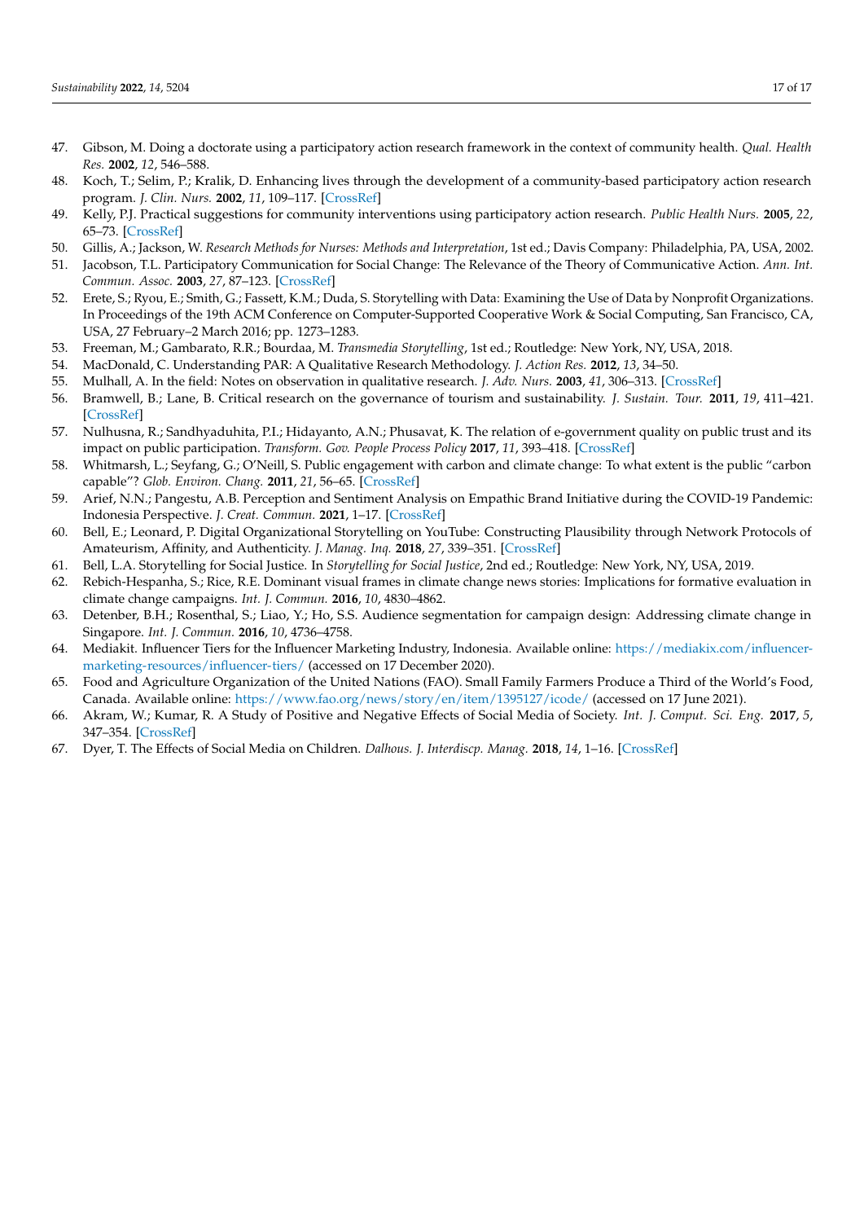47. Gibson, M. Doing a doctorate using a participatory action research framework in the context of community health. *Qual. Health Res.* **2002**, *12*, 546–588.
48. Koch, T.; Selim, P.; Kralik, D. Enhancing lives through the development of a community-based participatory action research program. *J. Clin. Nurs.* **2002**, *11*, 109–117. [CrossRef]
49. Kelly, P.J. Practical suggestions for community interventions using participatory action research. *Public Health Nurs.* **2005**, *22*, 65–73. [CrossRef]
50. Gillis, A.; Jackson, W. *Research Methods for Nurses: Methods and Interpretation*, 1st ed.; Davis Company: Philadelphia, PA, USA, 2002.
51. Jacobson, T.L. Participatory Communication for Social Change: The Relevance of the Theory of Communicative Action. *Ann. Int. Commun. Assoc.* **2003**, *27*, 87–123. [CrossRef]
52. Erete, S.; Ryou, E.; Smith, G.; Fassett, K.M.; Duda, S. Storytelling with Data: Examining the Use of Data by Nonprofit Organizations. In Proceedings of the 19th ACM Conference on Computer-Supported Cooperative Work & Social Computing, San Francisco, CA, USA, 27 February–2 March 2016; pp. 1273–1283.
53. Freeman, M.; Gambarato, R.R.; Bourdaa, M. *Transmedia Storytelling*, 1st ed.; Routledge: New York, NY, USA, 2018.
54. MacDonald, C. Understanding PAR: A Qualitative Research Methodology. *J. Action Res.* **2012**, *13*, 34–50.
55. Mulhall, A. In the field: Notes on observation in qualitative research. *J. Adv. Nurs.* **2003**, *41*, 306–313. [CrossRef]
56. Bramwell, B.; Lane, B. Critical research on the governance of tourism and sustainability. *J. Sustain. Tour.* **2011**, *19*, 411–421. [CrossRef]
57. Nulhusna, R.; Sandhyaduhita, P.I.; Hidayanto, A.N.; Phusavat, K. The relation of e-government quality on public trust and its impact on public participation. *Transform. Gov. People Process Policy* **2017**, *11*, 393–418. [CrossRef]
58. Whitmarsh, L.; Seyfang, G.; O'Neill, S. Public engagement with carbon and climate change: To what extent is the public "carbon capable"? *Glob. Environ. Chang.* **2011**, *21*, 56–65. [CrossRef]
59. Arief, N.N.; Pangestu, A.B. Perception and Sentiment Analysis on Empathic Brand Initiative during the COVID-19 Pandemic: Indonesia Perspective. *J. Creat. Commun.* **2021**, 1–17. [CrossRef]
60. Bell, E.; Leonard, P. Digital Organizational Storytelling on YouTube: Constructing Plausibility through Network Protocols of Amateurism, Affinity, and Authenticity. *J. Manag. Inq.* **2018**, *27*, 339–351. [CrossRef]
61. Bell, L.A. Storytelling for Social Justice. In *Storytelling for Social Justice*, 2nd ed.; Routledge: New York, NY, USA, 2019.
62. Rebich-Hespanha, S.; Rice, R.E. Dominant visual frames in climate change news stories: Implications for formative evaluation in climate change campaigns. *Int. J. Commun.* **2016**, *10*, 4830–4862.
63. Detenber, B.H.; Rosenthal, S.; Liao, Y.; Ho, S.S. Audience segmentation for campaign design: Addressing climate change in Singapore. *Int. J. Commun.* **2016**, *10*, 4736–4758.
64. Mediakit. Influencer Tiers for the Influencer Marketing Industry, Indonesia. Available online: https://mediakix.com/influencer-marketing-resources/influencer-tiers/ (accessed on 17 December 2020).
65. Food and Agriculture Organization of the United Nations (FAO). Small Family Farmers Produce a Third of the World's Food, Canada. Available online: https://www.fao.org/news/story/en/item/1395127/icode/ (accessed on 17 June 2021).
66. Akram, W.; Kumar, R. A Study of Positive and Negative Effects of Social Media of Society. *Int. J. Comput. Sci. Eng.* **2017**, *5*, 347–354. [CrossRef]
67. Dyer, T. The Effects of Social Media on Children. *Dalhous. J. Interdiscp. Manag.* **2018**, *14*, 1–16. [CrossRef]